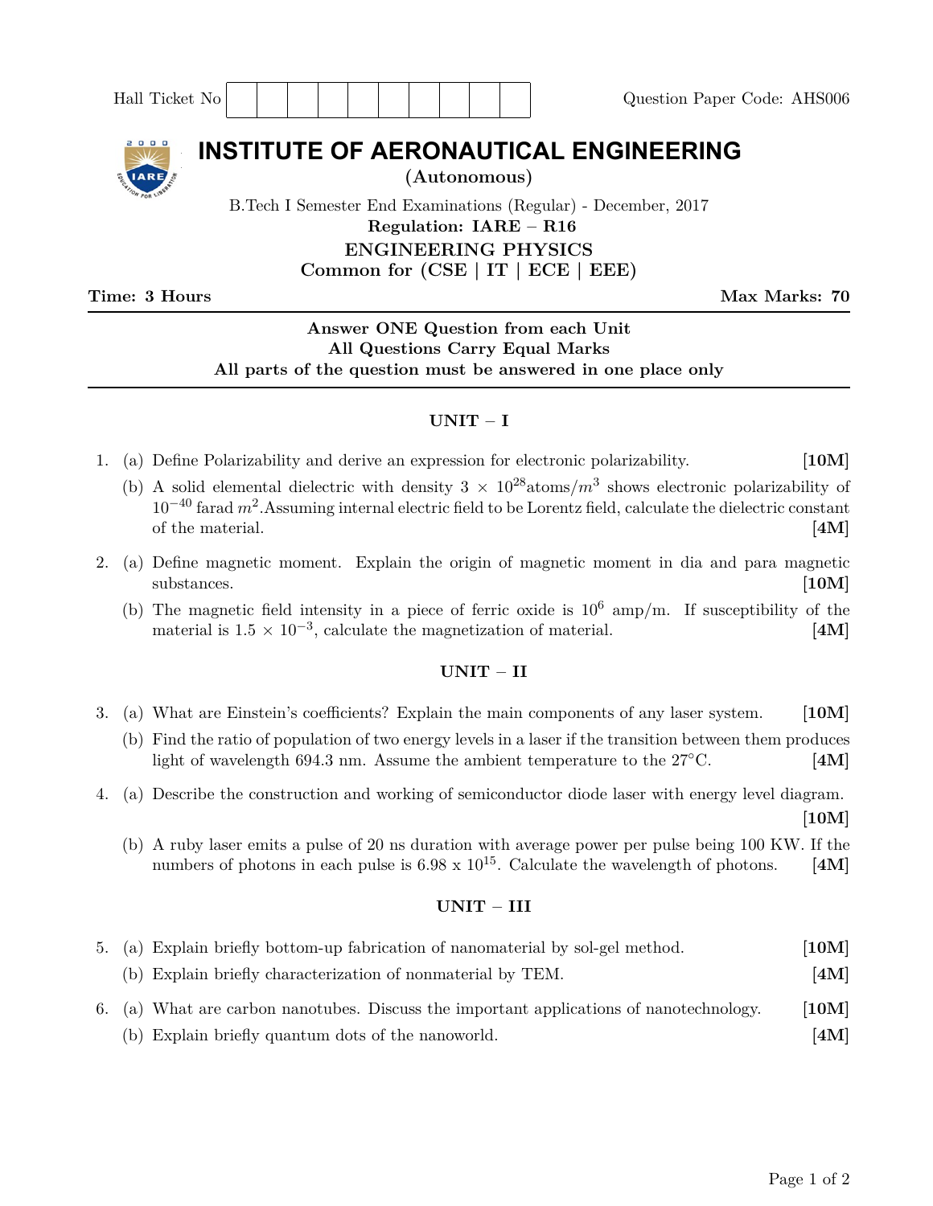Hall Ticket No | | | | | | | | | | |

Question Paper Code: AHS006

# INSTITUTE OF AERONAUTICAL ENGINEERING

**(Autonomous)**

B.Tech I Semester End Examinations (Regular) - December, 2017

**Regulation: IARE – R16**

**ENGINEERING PHYSICS**

**Common for (CSE | IT | ECE | EEE)**

**Time: 3 Hours** **Max Marks: 70**

**Answer ONE Question from each Unit**
**All Questions Carry Equal Marks**
**All parts of the question must be answered in one place only**

## UNIT – I

1. (a) Define Polarizability and derive an expression for electronic polarizability. **[10M]**

   (b) A solid elemental dielectric with density $3 \times 10^{28}$atoms/$m^3$ shows electronic polarizability of $10^{-40}$ farad $m^2$.Assuming internal electric field to be Lorentz field, calculate the dielectric constant of the material. **[4M]**

2. (a) Define magnetic moment. Explain the origin of magnetic moment in dia and para magnetic substances. **[10M]**

   (b) The magnetic field intensity in a piece of ferric oxide is $10^6$ amp/m. If susceptibility of the material is $1.5 \times 10^{-3}$, calculate the magnetization of material. **[4M]**

## UNIT – II

3. (a) What are Einstein's coefficients? Explain the main components of any laser system. **[10M]**

   (b) Find the ratio of population of two energy levels in a laser if the transition between them produces light of wavelength 694.3 nm. Assume the ambient temperature to the 27°C. **[4M]**

4. (a) Describe the construction and working of semiconductor diode laser with energy level diagram. **[10M]**

   (b) A ruby laser emits a pulse of 20 ns duration with average power per pulse being 100 KW. If the numbers of photons in each pulse is 6.98 x $10^{15}$. Calculate the wavelength of photons. **[4M]**

## UNIT – III

5. (a) Explain briefly bottom-up fabrication of nanomaterial by sol-gel method. **[10M]**

   (b) Explain briefly characterization of nonmaterial by TEM. **[4M]**

6. (a) What are carbon nanotubes. Discuss the important applications of nanotechnology. **[10M]**

   (b) Explain briefly quantum dots of the nanoworld. **[4M]**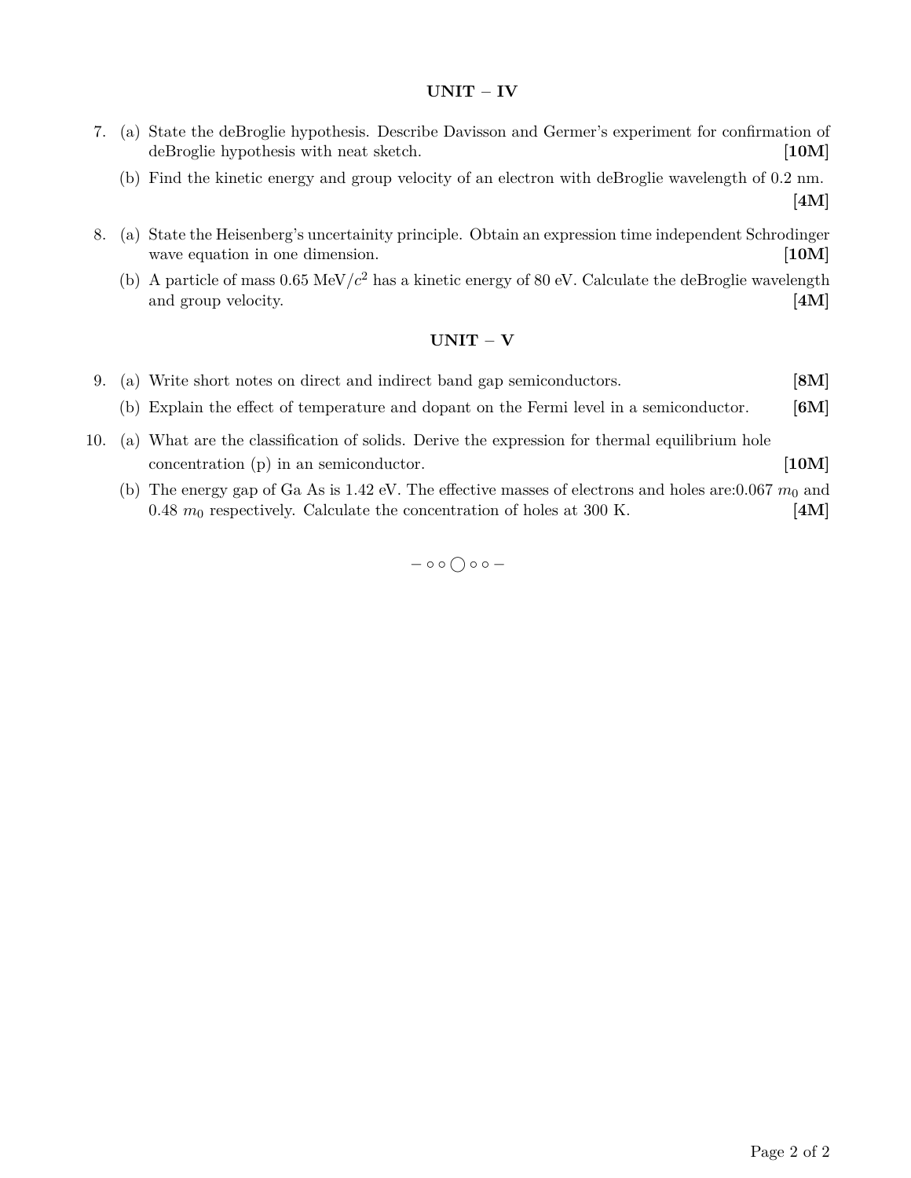## UNIT – IV

7. (a) State the deBroglie hypothesis. Describe Davisson and Germer's experiment for confirmation of deBroglie hypothesis with neat sketch. **[10M]**

   (b) Find the kinetic energy and group velocity of an electron with deBroglie wavelength of 0.2 nm. **[4M]**

8. (a) State the Heisenberg's uncertainity principle. Obtain an expression time independent Schrodinger wave equation in one dimension. **[10M]**

   (b) A particle of mass 0.65 MeV/$c^2$ has a kinetic energy of 80 eV. Calculate the deBroglie wavelength and group velocity. **[4M]**

## UNIT – V

9. (a) Write short notes on direct and indirect band gap semiconductors. **[8M]**

   (b) Explain the effect of temperature and dopant on the Fermi level in a semiconductor. **[6M]**

10. (a) What are the classification of solids. Derive the expression for thermal equilibrium hole concentration (p) in an semiconductor. **[10M]**

    (b) The energy gap of Ga As is 1.42 eV. The effective masses of electrons and holes are:0.067 $m_0$ and 0.48 $m_0$ respectively. Calculate the concentration of holes at 300 K. **[4M]**

– ○ ○ ◯ ○ ○ –